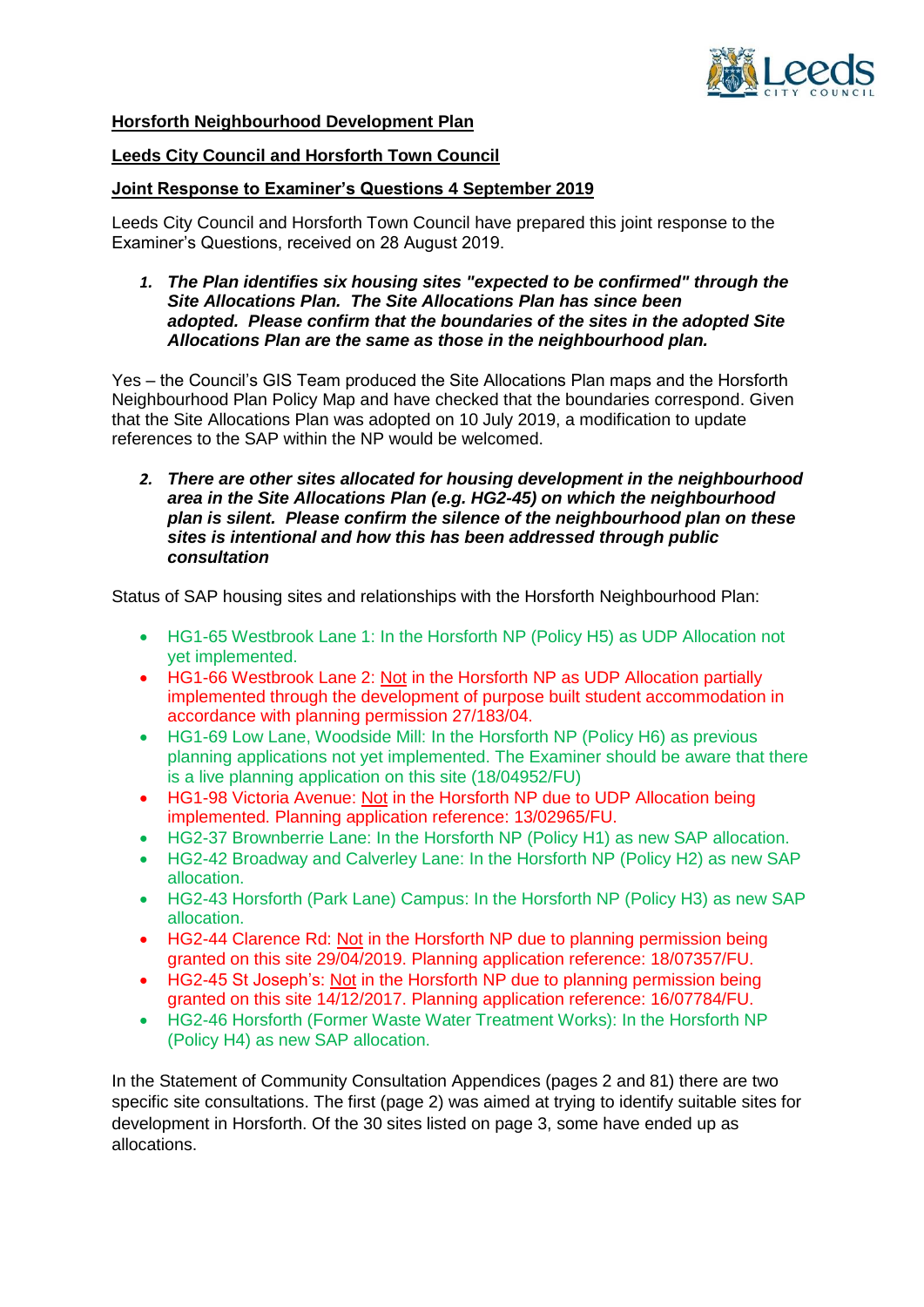**Horsforth Neighbourhood Development Plan**

**Leeds City Council and Horsforth Town Council**

**Joint Response to Examiner's Questions 4 September 2019**

Leeds City Council and Horsforth Town Council have prepared this joint response to the Examiner's Questions, received on 28 August 2019.

1. ***The Plan identifies six housing sites "expected to be confirmed" through the Site Allocations Plan. The Site Allocations Plan has since been adopted. Please confirm that the boundaries of the sites in the adopted Site Allocations Plan are the same as those in the neighbourhood plan.***

Yes – the Council's GIS Team produced the Site Allocations Plan maps and the Horsforth Neighbourhood Plan Policy Map and have checked that the boundaries correspond. Given that the Site Allocations Plan was adopted on 10 July 2019, a modification to update references to the SAP within the NP would be welcomed.

2. ***There are other sites allocated for housing development in the neighbourhood area in the Site Allocations Plan (e.g. HG2-45) on which the neighbourhood plan is silent. Please confirm the silence of the neighbourhood plan on these sites is intentional and how this has been addressed through public consultation***

Status of SAP housing sites and relationships with the Horsforth Neighbourhood Plan:

- HG1-65 Westbrook Lane 1: In the Horsforth NP (Policy H5) as UDP Allocation not yet implemented.
- HG1-66 Westbrook Lane 2: Not in the Horsforth NP as UDP Allocation partially implemented through the development of purpose built student accommodation in accordance with planning permission 27/183/04.
- HG1-69 Low Lane, Woodside Mill: In the Horsforth NP (Policy H6) as previous planning applications not yet implemented. The Examiner should be aware that there is a live planning application on this site (18/04952/FU)
- HG1-98 Victoria Avenue: Not in the Horsforth NP due to UDP Allocation being implemented. Planning application reference: 13/02965/FU.
- HG2-37 Brownberrie Lane: In the Horsforth NP (Policy H1) as new SAP allocation.
- HG2-42 Broadway and Calverley Lane: In the Horsforth NP (Policy H2) as new SAP allocation.
- HG2-43 Horsforth (Park Lane) Campus: In the Horsforth NP (Policy H3) as new SAP allocation.
- HG2-44 Clarence Rd: Not in the Horsforth NP due to planning permission being granted on this site 29/04/2019. Planning application reference: 18/07357/FU.
- HG2-45 St Joseph's: Not in the Horsforth NP due to planning permission being granted on this site 14/12/2017. Planning application reference: 16/07784/FU.
- HG2-46 Horsforth (Former Waste Water Treatment Works): In the Horsforth NP (Policy H4) as new SAP allocation.

In the Statement of Community Consultation Appendices (pages 2 and 81) there are two specific site consultations. The first (page 2) was aimed at trying to identify suitable sites for development in Horsforth. Of the 30 sites listed on page 3, some have ended up as allocations.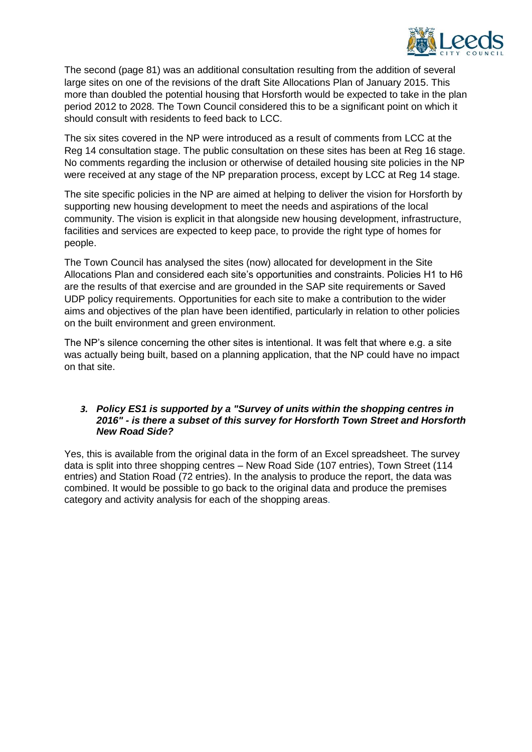The second (page 81) was an additional consultation resulting from the addition of several large sites on one of the revisions of the draft Site Allocations Plan of January 2015. This more than doubled the potential housing that Horsforth would be expected to take in the plan period 2012 to 2028. The Town Council considered this to be a significant point on which it should consult with residents to feed back to LCC.

The six sites covered in the NP were introduced as a result of comments from LCC at the Reg 14 consultation stage. The public consultation on these sites has been at Reg 16 stage. No comments regarding the inclusion or otherwise of detailed housing site policies in the NP were received at any stage of the NP preparation process, except by LCC at Reg 14 stage.

The site specific policies in the NP are aimed at helping to deliver the vision for Horsforth by supporting new housing development to meet the needs and aspirations of the local community. The vision is explicit in that alongside new housing development, infrastructure, facilities and services are expected to keep pace, to provide the right type of homes for people.

The Town Council has analysed the sites (now) allocated for development in the Site Allocations Plan and considered each site's opportunities and constraints. Policies H1 to H6 are the results of that exercise and are grounded in the SAP site requirements or Saved UDP policy requirements. Opportunities for each site to make a contribution to the wider aims and objectives of the plan have been identified, particularly in relation to other policies on the built environment and green environment.

The NP's silence concerning the other sites is intentional. It was felt that where e.g. a site was actually being built, based on a planning application, that the NP could have no impact on that site.

3. ***Policy ES1 is supported by a "Survey of units within the shopping centres in 2016" - is there a subset of this survey for Horsforth Town Street and Horsforth New Road Side?***

Yes, this is available from the original data in the form of an Excel spreadsheet. The survey data is split into three shopping centres – New Road Side (107 entries), Town Street (114 entries) and Station Road (72 entries). In the analysis to produce the report, the data was combined. It would be possible to go back to the original data and produce the premises category and activity analysis for each of the shopping areas.